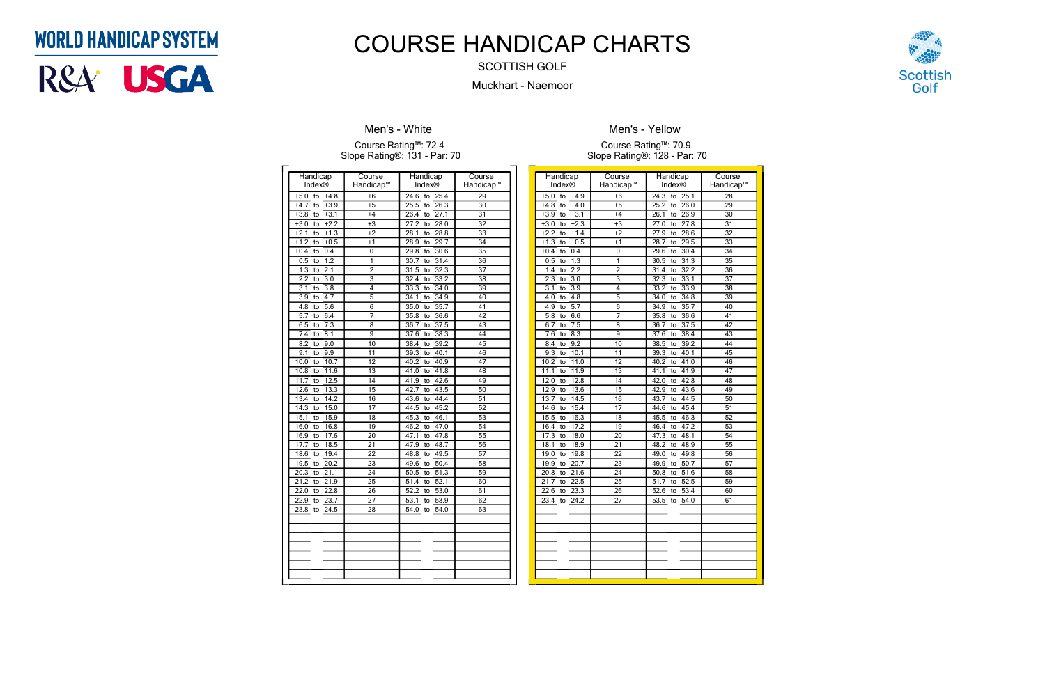WORLD HANDICAP SYSTEM

R&A USGA

# COURSE HANDICAP CHARTS

SCOTTISH GOLF

Muckhart - Naemoor

Scottish Golf

## Men's - White

Course Rating™: 72.4
Slope Rating®: 131 - Par: 70

| Handicap Index® | Course Handicap™ | Handicap Index® | Course Handicap™ |
|---|---|---|---|
| +5.0 to +4.8 | +6 | 24.6 to 25.4 | 29 |
| +4.7 to +3.9 | +5 | 25.5 to 26.3 | 30 |
| +3.8 to +3.1 | +4 | 26.4 to 27.1 | 31 |
| +3.0 to +2.2 | +3 | 27.2 to 28.0 | 32 |
| +2.1 to +1.3 | +2 | 28.1 to 28.8 | 33 |
| +1.2 to +0.5 | +1 | 28.9 to 29.7 | 34 |
| +0.4 to 0.4 | 0 | 29.8 to 30.6 | 35 |
| 0.5 to 1.2 | 1 | 30.7 to 31.4 | 36 |
| 1.3 to 2.1 | 2 | 31.5 to 32.3 | 37 |
| 2.2 to 3.0 | 3 | 32.4 to 33.2 | 38 |
| 3.1 to 3.8 | 4 | 33.3 to 34.0 | 39 |
| 3.9 to 4.7 | 5 | 34.1 to 34.9 | 40 |
| 4.8 to 5.6 | 6 | 35.0 to 35.7 | 41 |
| 5.7 to 6.4 | 7 | 35.8 to 36.6 | 42 |
| 6.5 to 7.3 | 8 | 36.7 to 37.5 | 43 |
| 7.4 to 8.1 | 9 | 37.6 to 38.3 | 44 |
| 8.2 to 9.0 | 10 | 38.4 to 39.2 | 45 |
| 9.1 to 9.9 | 11 | 39.3 to 40.1 | 46 |
| 10.0 to 10.7 | 12 | 40.2 to 40.9 | 47 |
| 10.8 to 11.6 | 13 | 41.0 to 41.8 | 48 |
| 11.7 to 12.5 | 14 | 41.9 to 42.6 | 49 |
| 12.6 to 13.3 | 15 | 42.7 to 43.5 | 50 |
| 13.4 to 14.2 | 16 | 43.6 to 44.4 | 51 |
| 14.3 to 15.0 | 17 | 44.5 to 45.2 | 52 |
| 15.1 to 15.9 | 18 | 45.3 to 46.1 | 53 |
| 16.0 to 16.8 | 19 | 46.2 to 47.0 | 54 |
| 16.9 to 17.6 | 20 | 47.1 to 47.8 | 55 |
| 17.7 to 18.5 | 21 | 47.9 to 48.7 | 56 |
| 18.6 to 19.4 | 22 | 48.8 to 49.5 | 57 |
| 19.5 to 20.2 | 23 | 49.6 to 50.4 | 58 |
| 20.3 to 21.1 | 24 | 50.5 to 51.3 | 59 |
| 21.2 to 21.9 | 25 | 51.4 to 52.1 | 60 |
| 22.0 to 22.8 | 26 | 52.2 to 53.0 | 61 |
| 22.9 to 23.7 | 27 | 53.1 to 53.9 | 62 |
| 23.8 to 24.5 | 28 | 54.0 to 54.0 | 63 |

## Men's - Yellow

Course Rating™: 70.9
Slope Rating®: 128 - Par: 70

| Handicap Index® | Course Handicap™ | Handicap Index® | Course Handicap™ |
|---|---|---|---|
| +5.0 to +4.9 | +6 | 24.3 to 25.1 | 28 |
| +4.8 to +4.0 | +5 | 25.2 to 26.0 | 29 |
| +3.9 to +3.1 | +4 | 26.1 to 26.9 | 30 |
| +3.0 to +2.3 | +3 | 27.0 to 27.8 | 31 |
| +2.2 to +1.4 | +2 | 27.9 to 28.6 | 32 |
| +1.3 to +0.5 | +1 | 28.7 to 29.5 | 33 |
| +0.4 to 0.4 | 0 | 29.6 to 30.4 | 34 |
| 0.5 to 1.3 | 1 | 30.5 to 31.3 | 35 |
| 1.4 to 2.2 | 2 | 31.4 to 32.2 | 36 |
| 2.3 to 3.0 | 3 | 32.3 to 33.1 | 37 |
| 3.1 to 3.9 | 4 | 33.2 to 33.9 | 38 |
| 4.0 to 4.8 | 5 | 34.0 to 34.8 | 39 |
| 4.9 to 5.7 | 6 | 34.9 to 35.7 | 40 |
| 5.8 to 6.6 | 7 | 35.8 to 36.6 | 41 |
| 6.7 to 7.5 | 8 | 36.7 to 37.5 | 42 |
| 7.6 to 8.3 | 9 | 37.6 to 38.4 | 43 |
| 8.4 to 9.2 | 10 | 38.5 to 39.2 | 44 |
| 9.3 to 10.1 | 11 | 39.3 to 40.1 | 45 |
| 10.2 to 11.0 | 12 | 40.2 to 41.0 | 46 |
| 11.1 to 11.9 | 13 | 41.1 to 41.9 | 47 |
| 12.0 to 12.8 | 14 | 42.0 to 42.8 | 48 |
| 12.9 to 13.6 | 15 | 42.9 to 43.6 | 49 |
| 13.7 to 14.5 | 16 | 43.7 to 44.5 | 50 |
| 14.6 to 15.4 | 17 | 44.6 to 45.4 | 51 |
| 15.5 to 16.3 | 18 | 45.5 to 46.3 | 52 |
| 16.4 to 17.2 | 19 | 46.4 to 47.2 | 53 |
| 17.3 to 18.0 | 20 | 47.3 to 48.1 | 54 |
| 18.1 to 18.9 | 21 | 48.2 to 48.9 | 55 |
| 19.0 to 19.8 | 22 | 49.0 to 49.8 | 56 |
| 19.9 to 20.7 | 23 | 49.9 to 50.7 | 57 |
| 20.8 to 21.6 | 24 | 50.8 to 51.6 | 58 |
| 21.7 to 22.5 | 25 | 51.7 to 52.5 | 59 |
| 22.6 to 23.3 | 26 | 52.6 to 53.4 | 60 |
| 23.4 to 24.2 | 27 | 53.5 to 54.0 | 61 |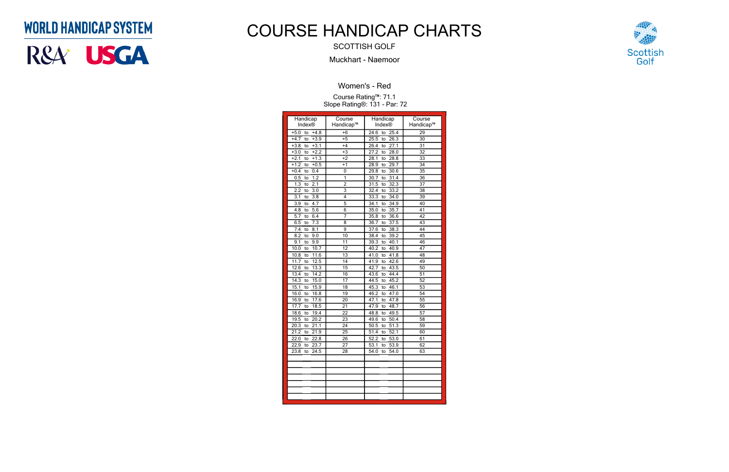WORLD HANDICAP SYSTEM

R&A USGA

# COURSE HANDICAP CHARTS

SCOTTISH GOLF

Muckhart - Naemoor

Scottish Golf

## Women's - Red

Course Rating™: 71.1
Slope Rating®: 131 - Par: 72

| Handicap Index® | Course Handicap™ | Handicap Index® | Course Handicap™ |
|---|---|---|---|
| +5.0 to +4.8 | +6 | 24.6 to 25.4 | 29 |
| +4.7 to +3.9 | +5 | 25.5 to 26.3 | 30 |
| +3.8 to +3.1 | +4 | 26.4 to 27.1 | 31 |
| +3.0 to +2.2 | +3 | 27.2 to 28.0 | 32 |
| +2.1 to +1.3 | +2 | 28.1 to 28.8 | 33 |
| +1.2 to +0.5 | +1 | 28.9 to 29.7 | 34 |
| +0.4 to 0.4 | 0 | 29.8 to 30.6 | 35 |
| 0.5 to 1.2 | 1 | 30.7 to 31.4 | 36 |
| 1.3 to 2.1 | 2 | 31.5 to 32.3 | 37 |
| 2.2 to 3.0 | 3 | 32.4 to 33.2 | 38 |
| 3.1 to 3.8 | 4 | 33.3 to 34.0 | 39 |
| 3.9 to 4.7 | 5 | 34.1 to 34.9 | 40 |
| 4.8 to 5.6 | 6 | 35.0 to 35.7 | 41 |
| 5.7 to 6.4 | 7 | 35.8 to 36.6 | 42 |
| 6.5 to 7.3 | 8 | 36.7 to 37.5 | 43 |
| 7.4 to 8.1 | 9 | 37.6 to 38.3 | 44 |
| 8.2 to 9.0 | 10 | 38.4 to 39.2 | 45 |
| 9.1 to 9.9 | 11 | 39.3 to 40.1 | 46 |
| 10.0 to 10.7 | 12 | 40.2 to 40.9 | 47 |
| 10.8 to 11.6 | 13 | 41.0 to 41.8 | 48 |
| 11.7 to 12.5 | 14 | 41.9 to 42.6 | 49 |
| 12.6 to 13.3 | 15 | 42.7 to 43.5 | 50 |
| 13.4 to 14.2 | 16 | 43.6 to 44.4 | 51 |
| 14.3 to 15.0 | 17 | 44.5 to 45.2 | 52 |
| 15.1 to 15.9 | 18 | 45.3 to 46.1 | 53 |
| 16.0 to 16.8 | 19 | 46.2 to 47.0 | 54 |
| 16.9 to 17.6 | 20 | 47.1 to 47.8 | 55 |
| 17.7 to 18.5 | 21 | 47.9 to 48.7 | 56 |
| 18.6 to 19.4 | 22 | 48.8 to 49.5 | 57 |
| 19.5 to 20.2 | 23 | 49.6 to 50.4 | 58 |
| 20.3 to 21.1 | 24 | 50.5 to 51.3 | 59 |
| 21.2 to 21.9 | 25 | 51.4 to 52.1 | 60 |
| 22.0 to 22.8 | 26 | 52.2 to 53.0 | 61 |
| 22.9 to 23.7 | 27 | 53.1 to 53.9 | 62 |
| 23.8 to 24.5 | 28 | 54.0 to 54.0 | 63 |